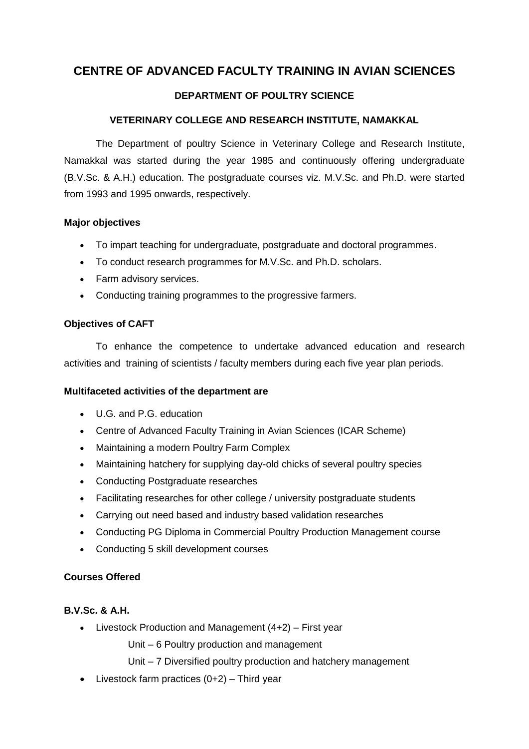# CENTRE OF ADVANCED FACULTY TRAINING IN AVIAN SCIENCES

## DEPARTMENT OF POULTRY SCIENCE

## VETERINARY COLLEGE AND RESEARCH INSTITUTE, NAMAKKAL

The Department of poultry Science in Veterinary College and Research Institute, Namakkal was started during the year 1985 and continuously offering undergraduate (B.V.Sc. & A.H.) education. The postgraduate courses viz. M.V.Sc. and Ph.D. were started from 1993 and 1995 onwards, respectively.

### Major objectives

- To impart teaching for undergraduate, postgraduate and doctoral programmes.
- To conduct research programmes for M.V.Sc. and Ph.D. scholars.
- Farm advisory services.
- Conducting training programmes to the progressive farmers.

### Objectives of CAFT

To enhance the competence to undertake advanced education and research activities and training of scientists / faculty members during each five year plan periods.

### Multifaceted activities of the department are

- U.G. and P.G. education
- Centre of Advanced Faculty Training in Avian Sciences (ICAR Scheme)
- Maintaining a modern Poultry Farm Complex
- Maintaining hatchery for supplying day-old chicks of several poultry species
- Conducting Postgraduate researches
- Facilitating researches for other college / university postgraduate students
- Carrying out need based and industry based validation researches
- Conducting PG Diploma in Commercial Poultry Production Management course
- Conducting 5 skill development courses

### Courses Offered

#### B.V.Sc. & A.H.

- Livestock Production and Management (4+2) – First year
  - Unit – 6 Poultry production and management
  - Unit – 7 Diversified poultry production and hatchery management
- Livestock farm practices (0+2) – Third year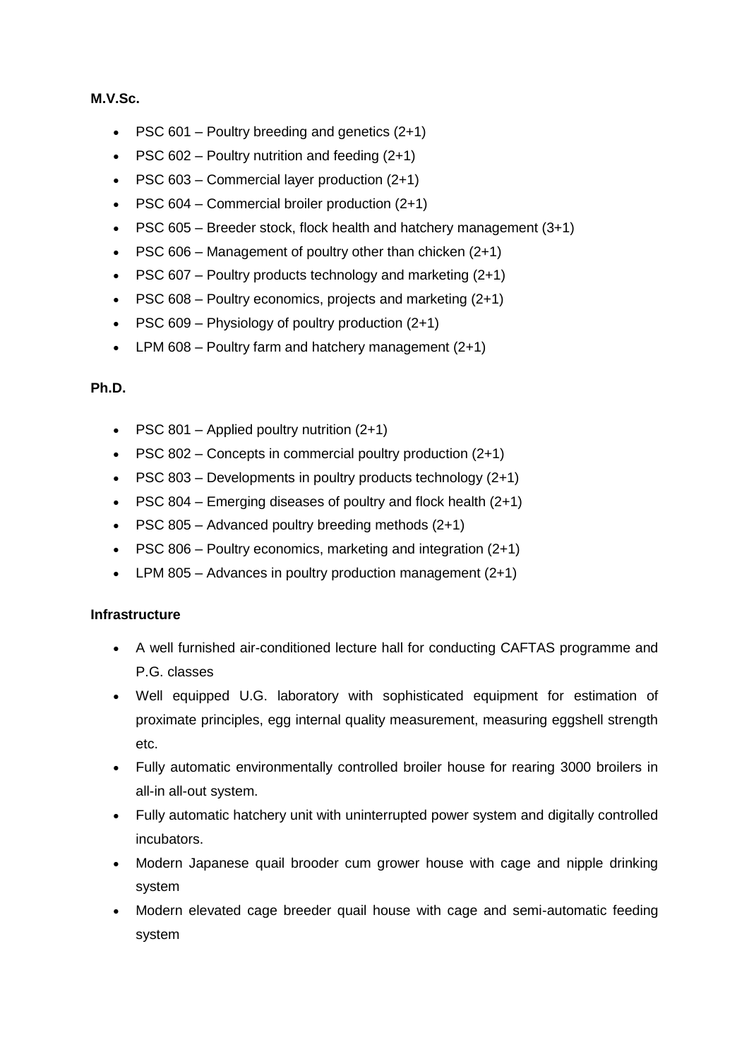**M.V.Sc.**

- PSC 601 – Poultry breeding and genetics (2+1)
- PSC 602 – Poultry nutrition and feeding (2+1)
- PSC 603 – Commercial layer production (2+1)
- PSC 604 – Commercial broiler production (2+1)
- PSC 605 – Breeder stock, flock health and hatchery management (3+1)
- PSC 606 – Management of poultry other than chicken (2+1)
- PSC 607 – Poultry products technology and marketing (2+1)
- PSC 608 – Poultry economics, projects and marketing (2+1)
- PSC 609 – Physiology of poultry production (2+1)
- LPM 608 – Poultry farm and hatchery management (2+1)

**Ph.D.**

- PSC 801 – Applied poultry nutrition (2+1)
- PSC 802 – Concepts in commercial poultry production (2+1)
- PSC 803 – Developments in poultry products technology (2+1)
- PSC 804 – Emerging diseases of poultry and flock health (2+1)
- PSC 805 – Advanced poultry breeding methods (2+1)
- PSC 806 – Poultry economics, marketing and integration (2+1)
- LPM 805 – Advances in poultry production management (2+1)

**Infrastructure**

- A well furnished air-conditioned lecture hall for conducting CAFTAS programme and P.G. classes
- Well equipped U.G. laboratory with sophisticated equipment for estimation of proximate principles, egg internal quality measurement, measuring eggshell strength etc.
- Fully automatic environmentally controlled broiler house for rearing 3000 broilers in all-in all-out system.
- Fully automatic hatchery unit with uninterrupted power system and digitally controlled incubators.
- Modern Japanese quail brooder cum grower house with cage and nipple drinking system
- Modern elevated cage breeder quail house with cage and semi-automatic feeding system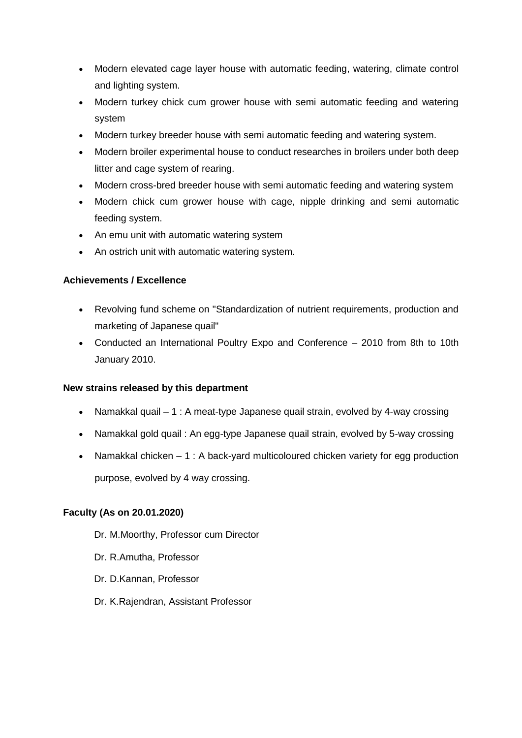- Modern elevated cage layer house with automatic feeding, watering, climate control and lighting system.
- Modern turkey chick cum grower house with semi automatic feeding and watering system
- Modern turkey breeder house with semi automatic feeding and watering system.
- Modern broiler experimental house to conduct researches in broilers under both deep litter and cage system of rearing.
- Modern cross-bred breeder house with semi automatic feeding and watering system
- Modern chick cum grower house with cage, nipple drinking and semi automatic feeding system.
- An emu unit with automatic watering system
- An ostrich unit with automatic watering system.

**Achievements / Excellence**

- Revolving fund scheme on "Standardization of nutrient requirements, production and marketing of Japanese quail"
- Conducted an International Poultry Expo and Conference – 2010 from 8th to 10th January 2010.

**New strains released by this department**

- Namakkal quail – 1 : A meat-type Japanese quail strain, evolved by 4-way crossing
- Namakkal gold quail : An egg-type Japanese quail strain, evolved by 5-way crossing
- Namakkal chicken – 1 : A back-yard multicoloured chicken variety for egg production purpose, evolved by 4 way crossing.

**Faculty (As on 20.01.2020)**

Dr. M.Moorthy, Professor cum Director

Dr. R.Amutha, Professor

Dr. D.Kannan, Professor

Dr. K.Rajendran, Assistant Professor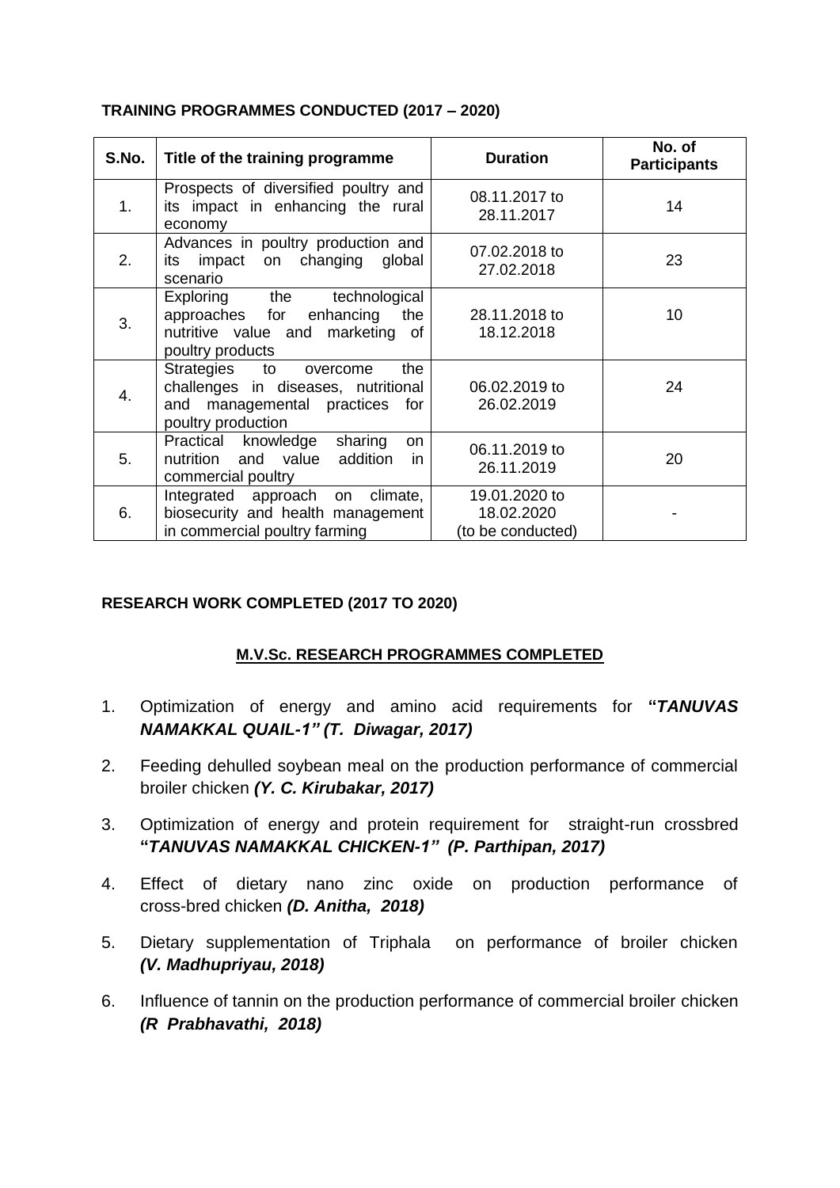**TRAINING PROGRAMMES CONDUCTED (2017 – 2020)**

| S.No. | Title of the training programme | Duration | No. of Participants |
|---|---|---|---|
| 1. | Prospects of diversified poultry and its impact in enhancing the rural economy | 08.11.2017 to 28.11.2017 | 14 |
| 2. | Advances in poultry production and its impact on changing global scenario | 07.02.2018 to 27.02.2018 | 23 |
| 3. | Exploring the technological approaches for enhancing the nutritive value and marketing of poultry products | 28.11.2018 to 18.12.2018 | 10 |
| 4. | Strategies to overcome the challenges in diseases, nutritional and managemental practices for poultry production | 06.02.2019 to 26.02.2019 | 24 |
| 5. | Practical knowledge sharing on nutrition and value addition in commercial poultry | 06.11.2019 to 26.11.2019 | 20 |
| 6. | Integrated approach on climate, biosecurity and health management in commercial poultry farming | 19.01.2020 to 18.02.2020 (to be conducted) | - |

**RESEARCH WORK COMPLETED (2017 TO 2020)**

**M.V.Sc. RESEARCH PROGRAMMES COMPLETED**

1. Optimization of energy and amino acid requirements for ***"TANUVAS NAMAKKAL QUAIL-1" (T. Diwagar, 2017)***
2. Feeding dehulled soybean meal on the production performance of commercial broiler chicken ***(Y. C. Kirubakar, 2017)***
3. Optimization of energy and protein requirement for straight-run crossbred ***"TANUVAS NAMAKKAL CHICKEN-1" (P. Parthipan, 2017)***
4. Effect of dietary nano zinc oxide on production performance of cross-bred chicken ***(D. Anitha, 2018)***
5. Dietary supplementation of Triphala on performance of broiler chicken ***(V. Madhupriyau, 2018)***
6. Influence of tannin on the production performance of commercial broiler chicken ***(R Prabhavathi, 2018)***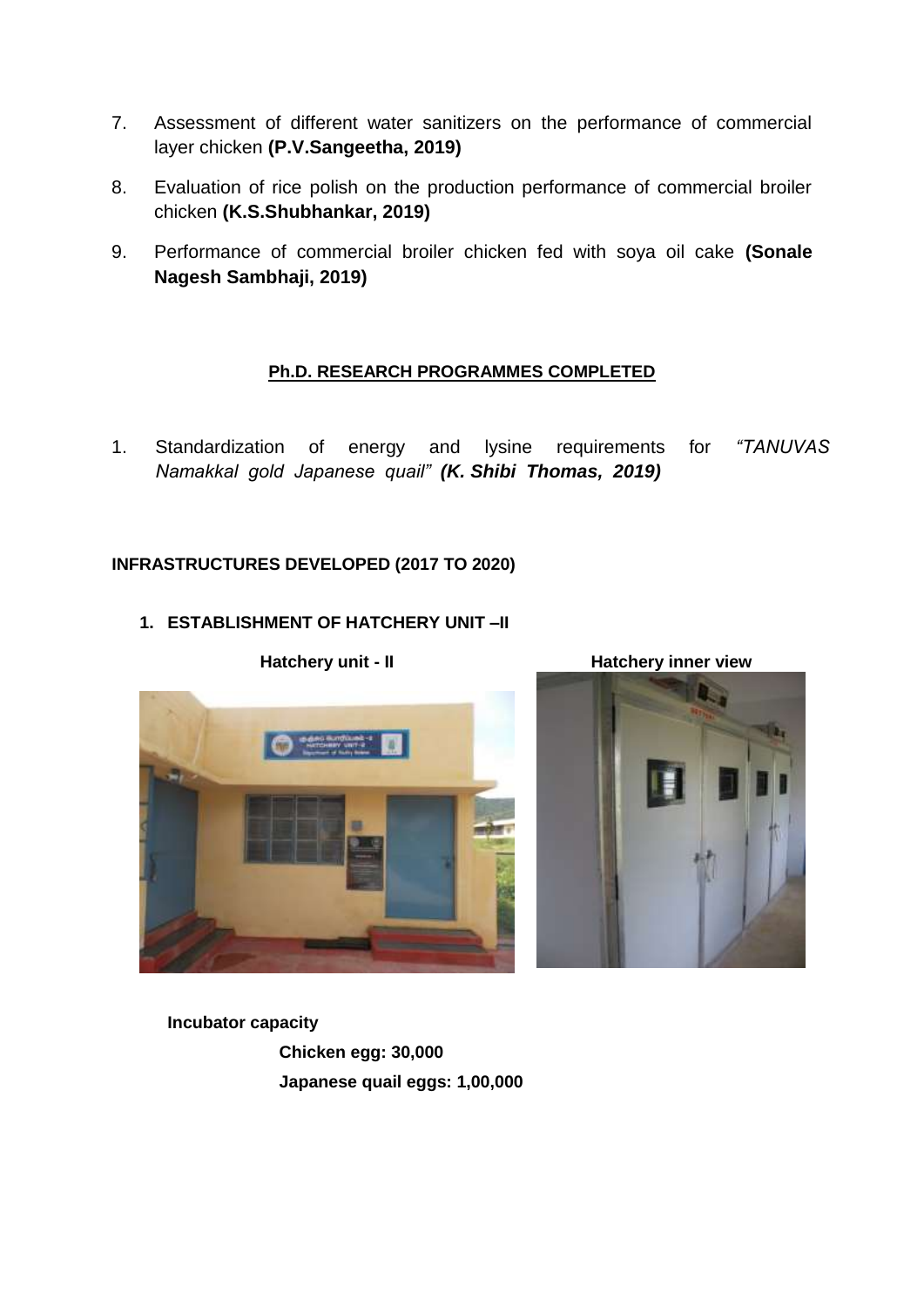7. Assessment of different water sanitizers on the performance of commercial layer chicken **(P.V.Sangeetha, 2019)**

8. Evaluation of rice polish on the production performance of commercial broiler chicken **(K.S.Shubhankar, 2019)**

9. Performance of commercial broiler chicken fed with soya oil cake **(Sonale Nagesh Sambhaji, 2019)**

## **Ph.D. RESEARCH PROGRAMMES COMPLETED**

1. Standardization of energy and lysine requirements for *"TANUVAS Namakkal gold Japanese quail"* ***(K. Shibi Thomas, 2019)***

## INFRASTRUCTURES DEVELOPED (2017 TO 2020)

### 1. ESTABLISHMENT OF HATCHERY UNIT –II

**Hatchery unit - II**

**Hatchery inner view**

**Incubator capacity**

**Chicken egg: 30,000**

**Japanese quail eggs: 1,00,000**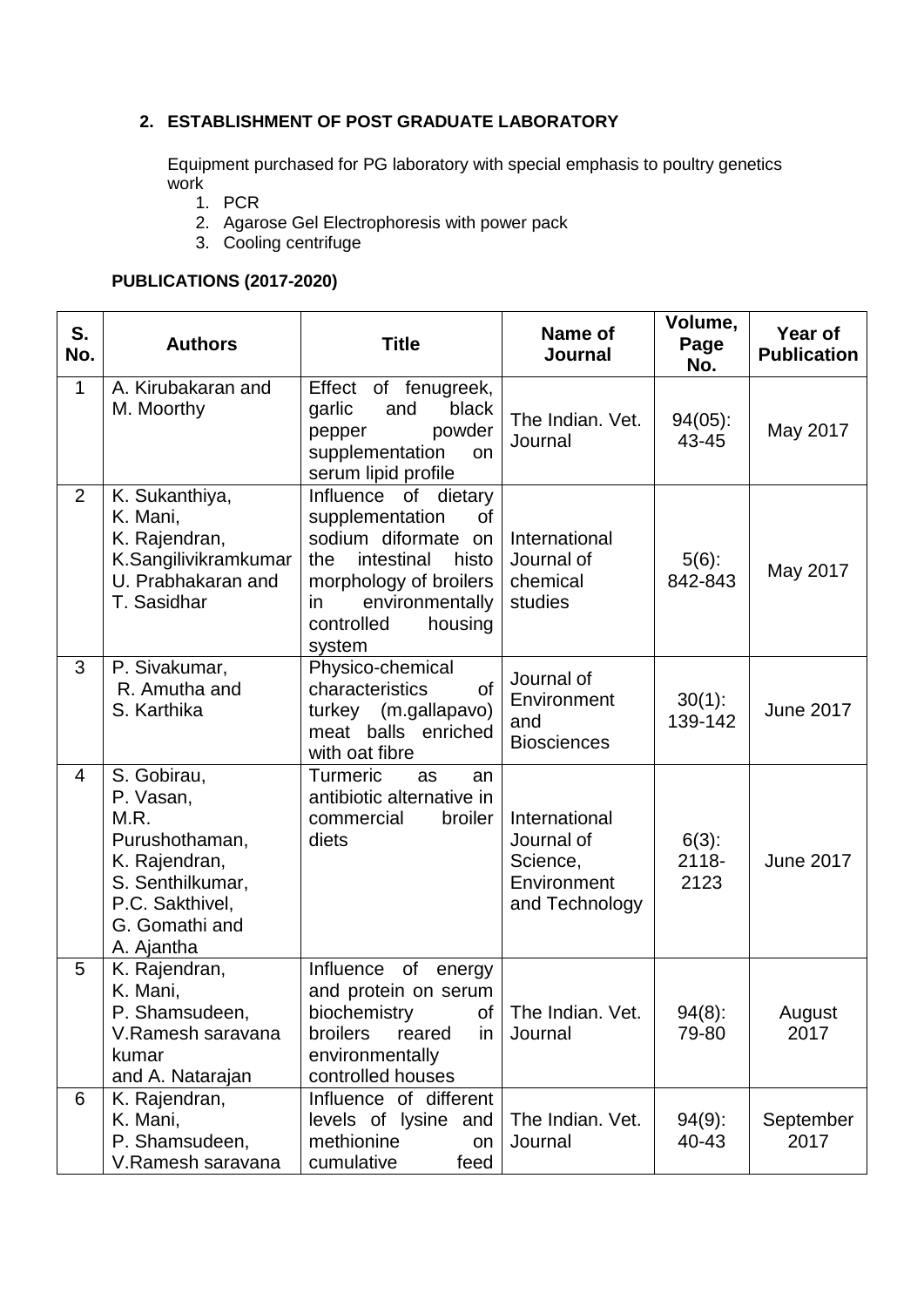**2. ESTABLISHMENT OF POST GRADUATE LABORATORY**

Equipment purchased for PG laboratory with special emphasis to poultry genetics work

1. PCR
2. Agarose Gel Electrophoresis with power pack
3. Cooling centrifuge

**PUBLICATIONS (2017-2020)**

| S. No. | Authors | Title | Name of Journal | Volume, Page No. | Year of Publication |
|---|---|---|---|---|---|
| 1 | A. Kirubakaran and M. Moorthy | Effect of fenugreek, garlic and black pepper powder supplementation on serum lipid profile | The Indian. Vet. Journal | 94(05): 43-45 | May 2017 |
| 2 | K. Sukanthiya, K. Mani, K. Rajendran, K.Sangilivikramkumar U. Prabhakaran and T. Sasidhar | Influence of dietary supplementation of sodium diformate on the intestinal histo morphology of broilers in environmentally controlled housing system | International Journal of chemical studies | 5(6): 842-843 | May 2017 |
| 3 | P. Sivakumar, R. Amutha and S. Karthika | Physico-chemical characteristics of turkey (m.gallapavo) meat balls enriched with oat fibre | Journal of Environment and Biosciences | 30(1): 139-142 | June 2017 |
| 4 | S. Gobirau, P. Vasan, M.R. Purushothaman, K. Rajendran, S. Senthilkumar, P.C. Sakthivel, G. Gomathi and A. Ajantha | Turmeric as an antibiotic alternative in commercial broiler diets | International Journal of Science, Environment and Technology | 6(3): 2118-2123 | June 2017 |
| 5 | K. Rajendran, K. Mani, P. Shamsudeen, V.Ramesh saravana kumar and A. Natarajan | Influence of energy and protein on serum biochemistry of broilers reared in environmentally controlled houses | The Indian. Vet. Journal | 94(8): 79-80 | August 2017 |
| 6 | K. Rajendran, K. Mani, P. Shamsudeen, V.Ramesh saravana | Influence of different levels of lysine and methionine on cumulative feed | The Indian. Vet. Journal | 94(9): 40-43 | September 2017 |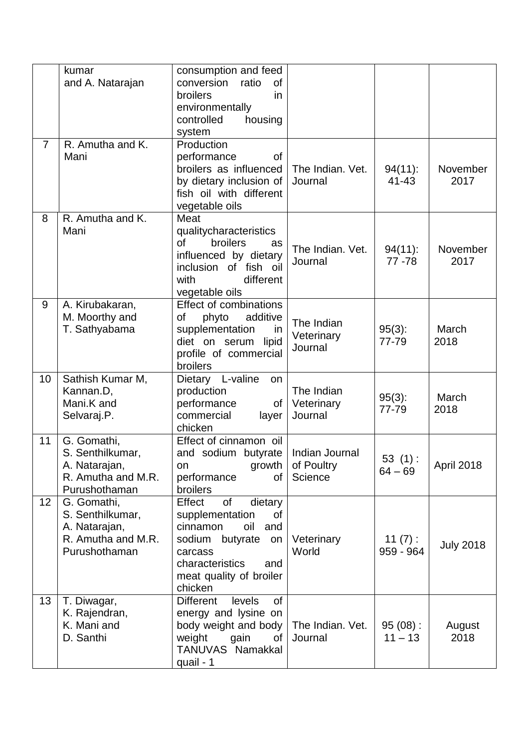| | | | | | |
|---|---|---|---|---|---|
| | kumar and A. Natarajan | consumption and feed conversion ratio of broilers in environmentally controlled housing system | | | |
| 7 | R. Amutha and K. Mani | Production performance of broilers as influenced by dietary inclusion of fish oil with different vegetable oils | The Indian. Vet. Journal | 94(11): 41-43 | November 2017 |
| 8 | R. Amutha and K. Mani | Meat qualitycharacteristics of broilers as influenced by dietary inclusion of fish oil with different vegetable oils | The Indian. Vet. Journal | 94(11): 77 -78 | November 2017 |
| 9 | A. Kirubakaran, M. Moorthy and T. Sathyabama | Effect of combinations of phyto additive supplementation in diet on serum lipid profile of commercial broilers | The Indian Veterinary Journal | 95(3): 77-79 | March 2018 |
| 10 | Sathish Kumar M, Kannan.D, Mani.K and Selvaraj.P. | Dietary L-valine on production performance of commercial layer chicken | The Indian Veterinary Journal | 95(3): 77-79 | March 2018 |
| 11 | G. Gomathi, S. Senthilkumar, A. Natarajan, R. Amutha and M.R. Purushothaman | Effect of cinnamon oil and sodium butyrate on growth performance of broilers | Indian Journal of Poultry Science | 53 (1) : 64 – 69 | April 2018 |
| 12 | G. Gomathi, S. Senthilkumar, A. Natarajan, R. Amutha and M.R. Purushothaman | Effect of dietary supplementation of cinnamon oil and sodium butyrate on carcass characteristics and meat quality of broiler chicken | Veterinary World | 11 (7) : 959 - 964 | July 2018 |
| 13 | T. Diwagar, K. Rajendran, K. Mani and D. Santhi | Different levels of energy and lysine on body weight and body weight gain of TANUVAS Namakkal quail - 1 | The Indian. Vet. Journal | 95 (08) : 11 – 13 | August 2018 |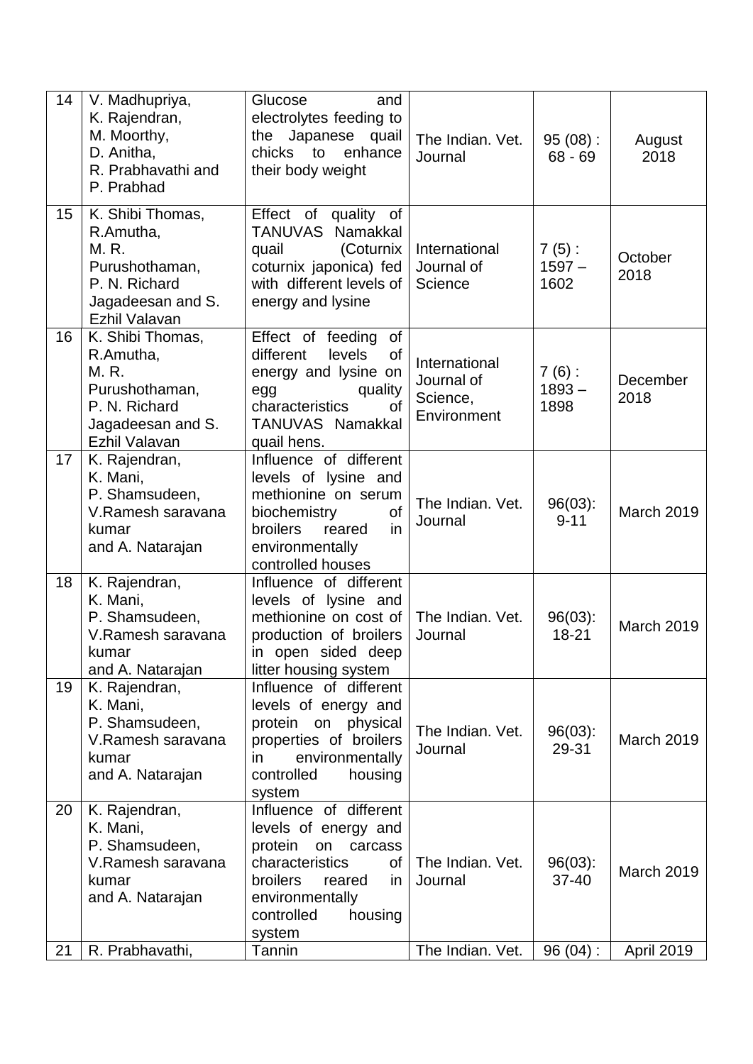| 14 | V. Madhupriya, K. Rajendran, M. Moorthy, D. Anitha, R. Prabhavathi and P. Prabhad | Glucose and electrolytes feeding to the Japanese quail chicks to enhance their body weight | The Indian. Vet. Journal | 95 (08) : 68 - 69 | August 2018 |
|---|---|---|---|---|---|
| 15 | K. Shibi Thomas, R.Amutha, M. R. Purushothaman, P. N. Richard Jagadeesan and S. Ezhil Valavan | Effect of quality of TANUVAS Namakkal quail (Coturnix coturnix japonica) fed with different levels of energy and lysine | International Journal of Science | 7 (5) : 1597 – 1602 | October 2018 |
| 16 | K. Shibi Thomas, R.Amutha, M. R. Purushothaman, P. N. Richard Jagadeesan and S. Ezhil Valavan | Effect of feeding of different levels of energy and lysine on egg quality characteristics of TANUVAS Namakkal quail hens. | International Journal of Science, Environment | 7 (6) : 1893 – 1898 | December 2018 |
| 17 | K. Rajendran, K. Mani, P. Shamsudeen, V.Ramesh saravana kumar and A. Natarajan | Influence of different levels of lysine and methionine on serum biochemistry of broilers reared in environmentally controlled houses | The Indian. Vet. Journal | 96(03): 9-11 | March 2019 |
| 18 | K. Rajendran, K. Mani, P. Shamsudeen, V.Ramesh saravana kumar and A. Natarajan | Influence of different levels of lysine and methionine on cost of production of broilers in open sided deep litter housing system | The Indian. Vet. Journal | 96(03): 18-21 | March 2019 |
| 19 | K. Rajendran, K. Mani, P. Shamsudeen, V.Ramesh saravana kumar and A. Natarajan | Influence of different levels of energy and protein on physical properties of broilers in environmentally controlled housing system | The Indian. Vet. Journal | 96(03): 29-31 | March 2019 |
| 20 | K. Rajendran, K. Mani, P. Shamsudeen, V.Ramesh saravana kumar and A. Natarajan | Influence of different levels of energy and protein on carcass characteristics of broilers reared in environmentally controlled housing system | The Indian. Vet. Journal | 96(03): 37-40 | March 2019 |
| 21 | R. Prabhavathi, | Tannin | The Indian. Vet. | 96 (04) : | April 2019 |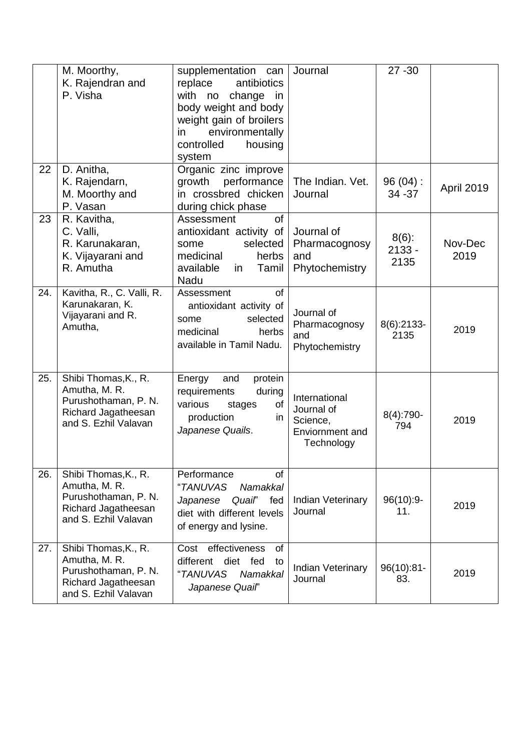| | | | | | |
|---|---|---|---|---|---|
| | M. Moorthy, K. Rajendran and P. Visha | supplementation can replace antibiotics with no change in body weight and body weight gain of broilers in environmentally controlled housing system | Journal | 27 -30 | |
| 22 | D. Anitha, K. Rajendarn, M. Moorthy and P. Vasan | Organic zinc improve growth performance in crossbred chicken during chick phase | The Indian. Vet. Journal | 96 (04) : 34 -37 | April 2019 |
| 23 | R. Kavitha, C. Valli, R. Karunakaran, K. Vijayarani and R. Amutha | Assessment of antioxidant activity of some selected medicinal herbs available in Tamil Nadu | Journal of Pharmacognosy and Phytochemistry | 8(6): 2133 - 2135 | Nov-Dec 2019 |
| 24. | Kavitha, R., C. Valli, R. Karunakaran, K. Vijayarani and R. Amutha, | Assessment of antioxidant activity of some selected medicinal herbs available in Tamil Nadu. | Journal of Pharmacognosy and Phytochemistry | 8(6):2133-2135 | 2019 |
| 25. | Shibi Thomas,K., R. Amutha, M. R. Purushothaman, P. N. Richard Jagatheesan and S. Ezhil Valavan | Energy and protein requirements during various stages of production in *Japanese Quails*. | International Journal of Science, Enviornment and Technology | 8(4):790-794 | 2019 |
| 26. | Shibi Thomas,K., R. Amutha, M. R. Purushothaman, P. N. Richard Jagatheesan and S. Ezhil Valavan | Performance of "*TANUVAS Namakkal Japanese Quail*" fed diet with different levels of energy and lysine. | Indian Veterinary Journal | 96(10):9-11. | 2019 |
| 27. | Shibi Thomas,K., R. Amutha, M. R. Purushothaman, P. N. Richard Jagatheesan and S. Ezhil Valavan | Cost effectiveness of different diet fed to "*TANUVAS Namakkal Japanese Quail*" | Indian Veterinary Journal | 96(10):81-83. | 2019 |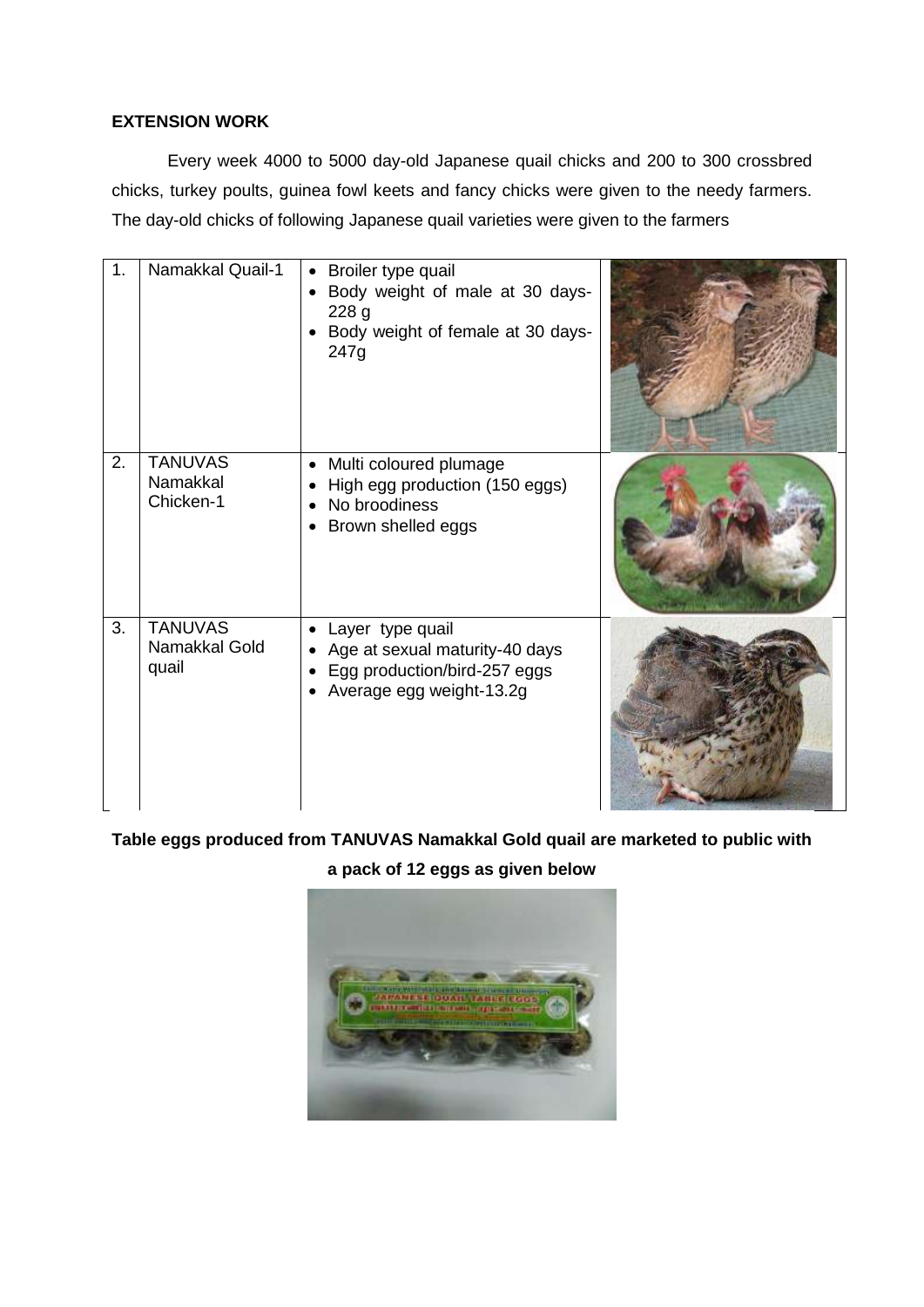**EXTENSION WORK**

Every week 4000 to 5000 day-old Japanese quail chicks and 200 to 300 crossbred chicks, turkey poults, guinea fowl keets and fancy chicks were given to the needy farmers. The day-old chicks of following Japanese quail varieties were given to the farmers

| | | | |
|---|---|---|---|
| 1. | Namakkal Quail-1 | • Broiler type quail<br>• Body weight of male at 30 days- 228 g<br>• Body weight of female at 30 days- 247g | |
| 2. | TANUVAS Namakkal Chicken-1 | • Multi coloured plumage<br>• High egg production (150 eggs)<br>• No broodiness<br>• Brown shelled eggs | |
| 3. | TANUVAS Namakkal Gold quail | • Layer type quail<br>• Age at sexual maturity-40 days<br>• Egg production/bird-257 eggs<br>• Average egg weight-13.2g | |

**Table eggs produced from TANUVAS Namakkal Gold quail are marketed to public with a pack of 12 eggs as given below**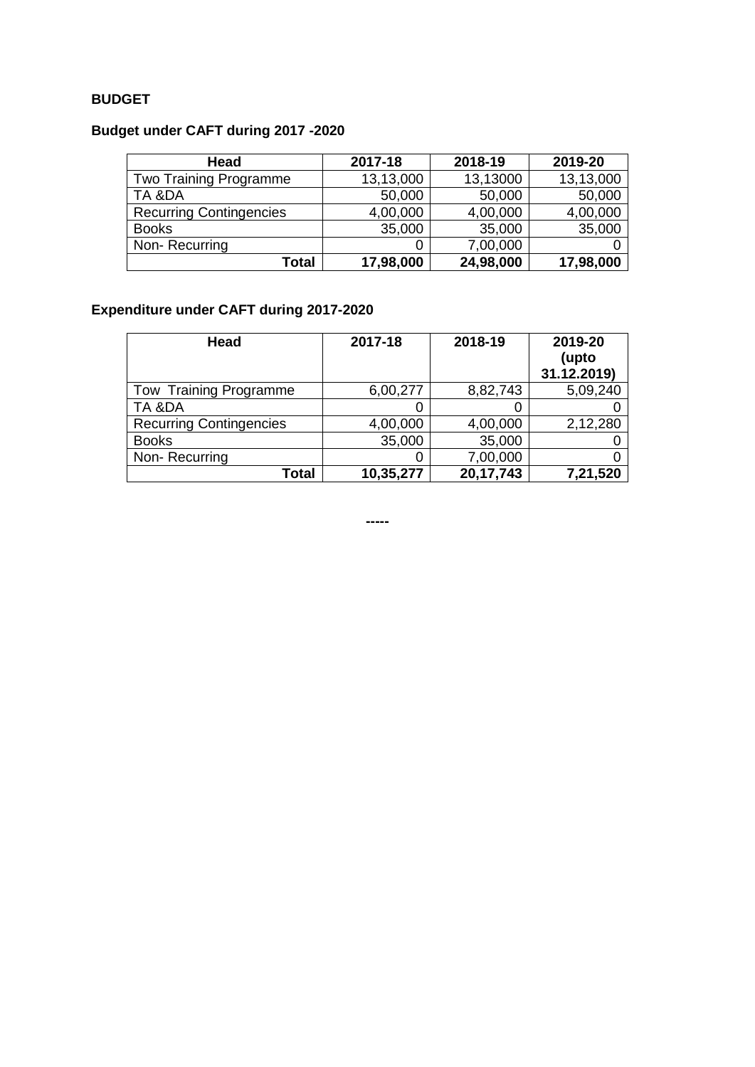**BUDGET**

**Budget under CAFT during 2017 -2020**

| Head | 2017-18 | 2018-19 | 2019-20 |
|---|---|---|---|
| Two Training Programme | 13,13,000 | 13,13000 | 13,13,000 |
| TA &DA | 50,000 | 50,000 | 50,000 |
| Recurring Contingencies | 4,00,000 | 4,00,000 | 4,00,000 |
| Books | 35,000 | 35,000 | 35,000 |
| Non- Recurring | 0 | 7,00,000 | 0 |
| **Total** | **17,98,000** | **24,98,000** | **17,98,000** |

**Expenditure under CAFT during 2017-2020**

| Head | 2017-18 | 2018-19 | 2019-20 (upto 31.12.2019) |
|---|---|---|---|
| Tow Training Programme | 6,00,277 | 8,82,743 | 5,09,240 |
| TA &DA | 0 | 0 | 0 |
| Recurring Contingencies | 4,00,000 | 4,00,000 | 2,12,280 |
| Books | 35,000 | 35,000 | 0 |
| Non- Recurring | 0 | 7,00,000 | 0 |
| **Total** | **10,35,277** | **20,17,743** | **7,21,520** |

-----